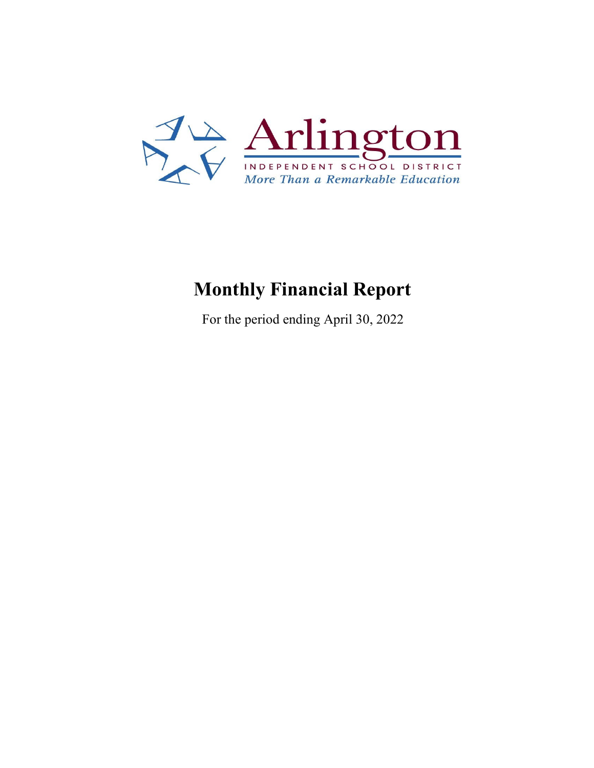Arlington

INDEPENDENT SCHOOL DISTRICT

*More Than a Remarkable Education*

# Monthly Financial Report

For the period ending April 30, 2022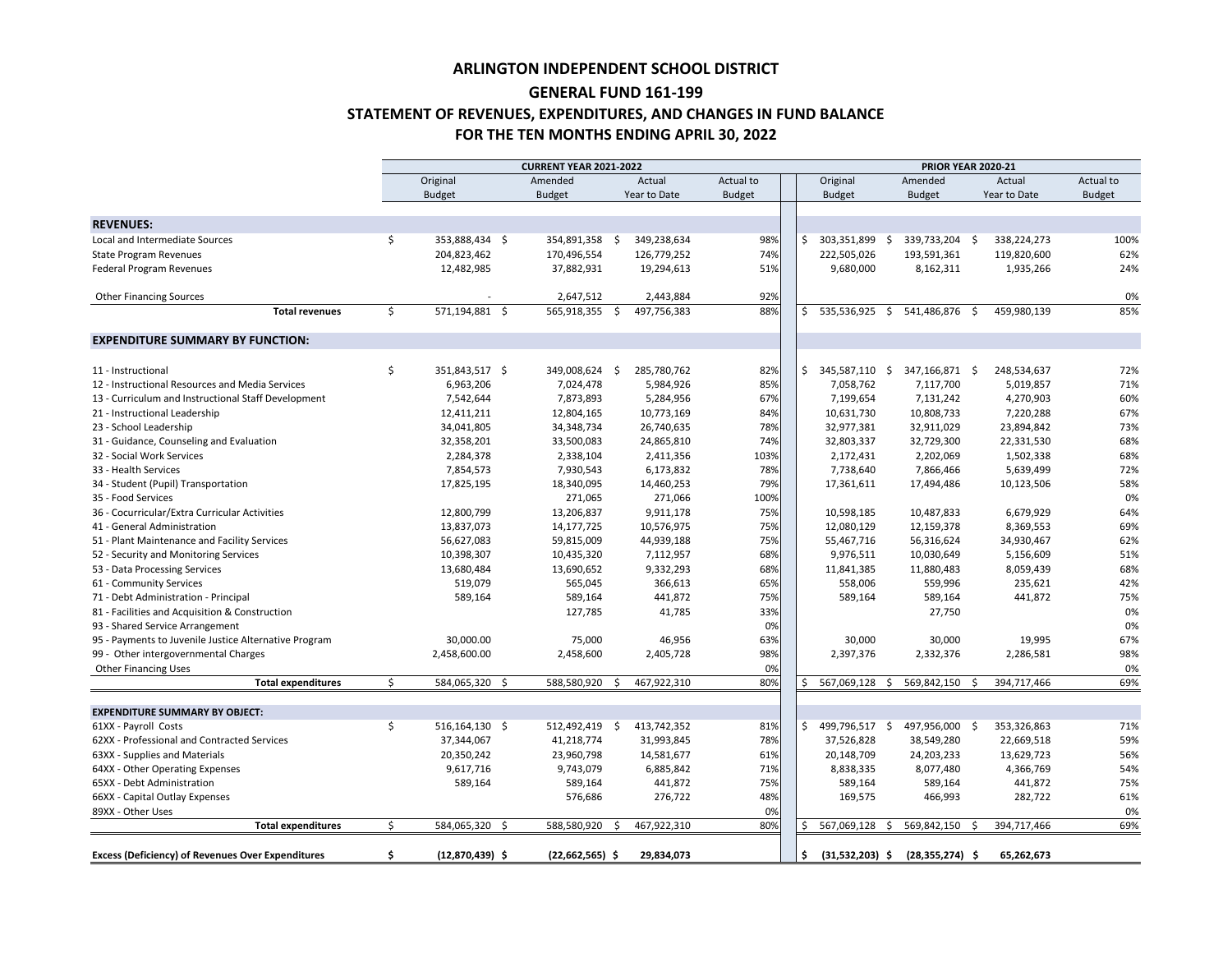# ARLINGTON INDEPENDENT SCHOOL DISTRICT

## GENERAL FUND 161-199

## STATEMENT OF REVENUES, EXPENDITURES, AND CHANGES IN FUND BALANCE

## FOR THE TEN MONTHS ENDING APRIL 30, 2022

| | CURRENT YEAR 2021-2022 | | | | PRIOR YEAR 2020-21 | | | |
|---|---|---|---|---|---|---|---|---|
| | Original Budget | Amended Budget | Actual Year to Date | Actual to Budget | Original Budget | Amended Budget | Actual Year to Date | Actual to Budget |
| **REVENUES:** | | | | | | | | |
| Local and Intermediate Sources | $ 353,888,434 | $ 354,891,358 | $ 349,238,634 | 98% | $ 303,351,899 | $ 339,733,204 | $ 338,224,273 | 100% |
| State Program Revenues | 204,823,462 | 170,496,554 | 126,779,252 | 74% | 222,505,026 | 193,591,361 | 119,820,600 | 62% |
| Federal Program Revenues | 12,482,985 | 37,882,931 | 19,294,613 | 51% | 9,680,000 | 8,162,311 | 1,935,266 | 24% |
| Other Financing Sources | - | 2,647,512 | 2,443,884 | 92% | | | | 0% |
| **Total revenues** | $ 571,194,881 | $ 565,918,355 | $ 497,756,383 | 88% | $ 535,536,925 | $ 541,486,876 | $ 459,980,139 | 85% |
| **EXPENDITURE SUMMARY BY FUNCTION:** | | | | | | | | |
| 11 - Instructional | $ 351,843,517 | $ 349,008,624 | $ 285,780,762 | 82% | $ 345,587,110 | $ 347,166,871 | $ 248,534,637 | 72% |
| 12 - Instructional Resources and Media Services | 6,963,206 | 7,024,478 | 5,984,926 | 85% | 7,058,762 | 7,117,700 | 5,019,857 | 71% |
| 13 - Curriculum and Instructional Staff Development | 7,542,644 | 7,873,893 | 5,284,956 | 67% | 7,199,654 | 7,131,242 | 4,270,903 | 60% |
| 21 - Instructional Leadership | 12,411,211 | 12,804,165 | 10,773,169 | 84% | 10,631,730 | 10,808,733 | 7,220,288 | 67% |
| 23 - School Leadership | 34,041,805 | 34,348,734 | 26,740,635 | 78% | 32,977,381 | 32,911,029 | 23,894,842 | 73% |
| 31 - Guidance, Counseling and Evaluation | 32,358,201 | 33,500,083 | 24,865,810 | 74% | 32,803,337 | 32,729,300 | 22,331,530 | 68% |
| 32 - Social Work Services | 2,284,378 | 2,338,104 | 2,411,356 | 103% | 2,172,431 | 2,202,069 | 1,502,338 | 68% |
| 33 - Health Services | 7,854,573 | 7,930,543 | 6,173,832 | 78% | 7,738,640 | 7,866,466 | 5,639,499 | 72% |
| 34 - Student (Pupil) Transportation | 17,825,195 | 18,340,095 | 14,460,253 | 79% | 17,361,611 | 17,494,486 | 10,123,506 | 58% |
| 35 - Food Services | | 271,065 | 271,066 | 100% | | | | 0% |
| 36 - Cocurricular/Extra Curricular Activities | 12,800,799 | 13,206,837 | 9,911,178 | 75% | 10,598,185 | 10,487,833 | 6,679,929 | 64% |
| 41 - General Administration | 13,837,073 | 14,177,725 | 10,576,975 | 75% | 12,080,129 | 12,159,378 | 8,369,553 | 69% |
| 51 - Plant Maintenance and Facility Services | 56,627,083 | 59,815,009 | 44,939,188 | 75% | 55,467,716 | 56,316,624 | 34,930,467 | 62% |
| 52 - Security and Monitoring Services | 10,398,307 | 10,435,320 | 7,112,957 | 68% | 9,976,511 | 10,030,649 | 5,156,609 | 51% |
| 53 - Data Processing Services | 13,680,484 | 13,690,652 | 9,332,293 | 68% | 11,841,385 | 11,880,483 | 8,059,439 | 68% |
| 61 - Community Services | 519,079 | 565,045 | 366,613 | 65% | 558,006 | 559,996 | 235,621 | 42% |
| 71 - Debt Administration - Principal | 589,164 | 589,164 | 441,872 | 75% | 589,164 | 589,164 | 441,872 | 75% |
| 81 - Facilities and Acquisition & Construction | | 127,785 | 41,785 | 33% | | 27,750 | | 0% |
| 93 - Shared Service Arrangement | | | | 0% | | | | 0% |
| 95 - Payments to Juvenile Justice Alternative Program | 30,000.00 | 75,000 | 46,956 | 63% | 30,000 | 30,000 | 19,995 | 67% |
| 99 - Other intergovernmental Charges | 2,458,600.00 | 2,458,600 | 2,405,728 | 98% | 2,397,376 | 2,332,376 | 2,286,581 | 98% |
| Other Financing Uses | | | | 0% | | | | 0% |
| **Total expenditures** | $ 584,065,320 | $ 588,580,920 | $ 467,922,310 | 80% | $ 567,069,128 | $ 569,842,150 | $ 394,717,466 | 69% |
| **EXPENDITURE SUMMARY BY OBJECT:** | | | | | | | | |
| 61XX - Payroll Costs | $ 516,164,130 | $ 512,492,419 | $ 413,742,352 | 81% | $ 499,796,517 | $ 497,956,000 | $ 353,326,863 | 71% |
| 62XX - Professional and Contracted Services | 37,344,067 | 41,218,774 | 31,993,845 | 78% | 37,526,828 | 38,549,280 | 22,669,518 | 59% |
| 63XX - Supplies and Materials | 20,350,242 | 23,960,798 | 14,581,677 | 61% | 20,148,709 | 24,203,233 | 13,629,723 | 56% |
| 64XX - Other Operating Expenses | 9,617,716 | 9,743,079 | 6,885,842 | 71% | 8,838,335 | 8,077,480 | 4,366,769 | 54% |
| 65XX - Debt Administration | 589,164 | 589,164 | 441,872 | 75% | 589,164 | 589,164 | 441,872 | 75% |
| 66XX - Capital Outlay Expenses | | 576,686 | 276,722 | 48% | 169,575 | 466,993 | 282,722 | 61% |
| 89XX - Other Uses | | | | 0% | | | | 0% |
| **Total expenditures** | $ 584,065,320 | $ 588,580,920 | $ 467,922,310 | 80% | $ 567,069,128 | $ 569,842,150 | $ 394,717,466 | 69% |
| **Excess (Deficiency) of Revenues Over Expenditures** | **$ (12,870,439)** | **$ (22,662,565)** | **$ 29,834,073** | | **$ (31,532,203)** | **$ (28,355,274)** | **$ 65,262,673** | |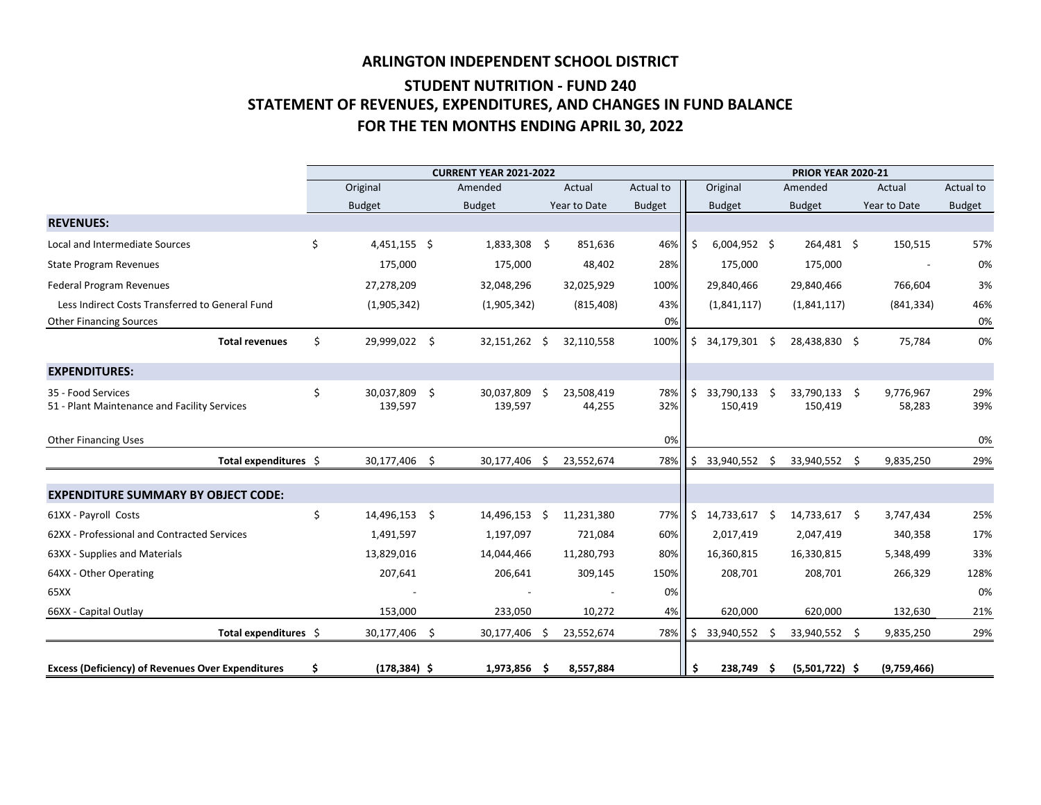# ARLINGTON INDEPENDENT SCHOOL DISTRICT

## STUDENT NUTRITION - FUND 240

## STATEMENT OF REVENUES, EXPENDITURES, AND CHANGES IN FUND BALANCE

## FOR THE TEN MONTHS ENDING APRIL 30, 2022

| | CURRENT YEAR 2021-2022 | | | | PRIOR YEAR 2020-21 | | | |
|---|---|---|---|---|---|---|---|---|
| | Original Budget | Amended Budget | Actual Year to Date | Actual to Budget | Original Budget | Amended Budget | Actual Year to Date | Actual to Budget |
| **REVENUES:** | | | | | | | | |
| Local and Intermediate Sources | $ 4,451,155 | $ 1,833,308 | $ 851,636 | 46% | $ 6,004,952 | $ 264,481 | $ 150,515 | 57% |
| State Program Revenues | 175,000 | 175,000 | 48,402 | 28% | 175,000 | 175,000 | - | 0% |
| Federal Program Revenues | 27,278,209 | 32,048,296 | 32,025,929 | 100% | 29,840,466 | 29,840,466 | 766,604 | 3% |
| Less Indirect Costs Transferred to General Fund | (1,905,342) | (1,905,342) | (815,408) | 43% | (1,841,117) | (1,841,117) | (841,334) | 46% |
| Other Financing Sources | | | | 0% | | | | 0% |
| **Total revenues** | $ 29,999,022 | $ 32,151,262 | $ 32,110,558 | 100% | $ 34,179,301 | $ 28,438,830 | $ 75,784 | 0% |
| **EXPENDITURES:** | | | | | | | | |
| 35 - Food Services | $ 30,037,809 | $ 30,037,809 | $ 23,508,419 | 78% | $ 33,790,133 | $ 33,790,133 | $ 9,776,967 | 29% |
| 51 - Plant Maintenance and Facility Services | 139,597 | 139,597 | 44,255 | 32% | 150,419 | 150,419 | 58,283 | 39% |
| Other Financing Uses | | | | 0% | | | | 0% |
| **Total expenditures** | $ 30,177,406 | $ 30,177,406 | $ 23,552,674 | 78% | $ 33,940,552 | $ 33,940,552 | $ 9,835,250 | 29% |
| **EXPENDITURE SUMMARY BY OBJECT CODE:** | | | | | | | | |
| 61XX - Payroll Costs | $ 14,496,153 | $ 14,496,153 | $ 11,231,380 | 77% | $ 14,733,617 | $ 14,733,617 | $ 3,747,434 | 25% |
| 62XX - Professional and Contracted Services | 1,491,597 | 1,197,097 | 721,084 | 60% | 2,017,419 | 2,047,419 | 340,358 | 17% |
| 63XX - Supplies and Materials | 13,829,016 | 14,044,466 | 11,280,793 | 80% | 16,360,815 | 16,330,815 | 5,348,499 | 33% |
| 64XX - Other Operating | 207,641 | 206,641 | 309,145 | 150% | 208,701 | 208,701 | 266,329 | 128% |
| 65XX | - | - | - | 0% | | | | 0% |
| 66XX - Capital Outlay | 153,000 | 233,050 | 10,272 | 4% | 620,000 | 620,000 | 132,630 | 21% |
| **Total expenditures** | $ 30,177,406 | $ 30,177,406 | $ 23,552,674 | 78% | $ 33,940,552 | $ 33,940,552 | $ 9,835,250 | 29% |
| **Excess (Deficiency) of Revenues Over Expenditures** | **$ (178,384)** | **$ 1,973,856** | **$ 8,557,884** | | **$ 238,749** | **$ (5,501,722)** | **$ (9,759,466)** | |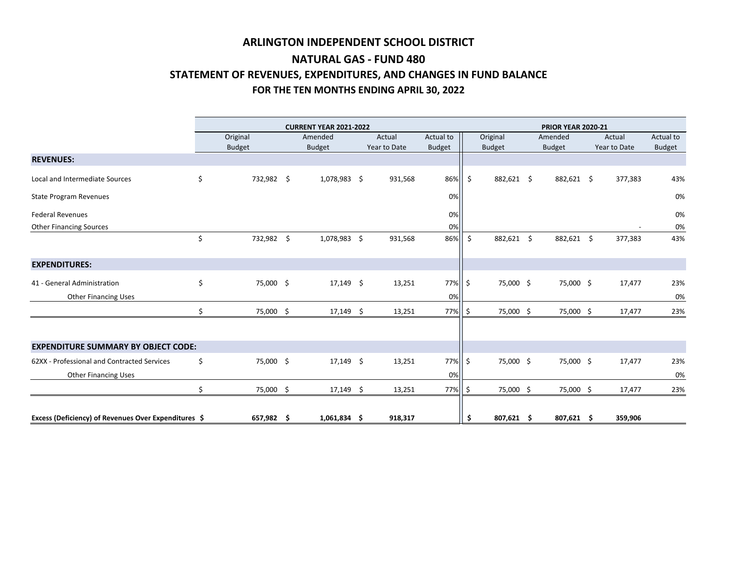# ARLINGTON INDEPENDENT SCHOOL DISTRICT

## NATURAL GAS - FUND 480

## STATEMENT OF REVENUES, EXPENDITURES, AND CHANGES IN FUND BALANCE

## FOR THE TEN MONTHS ENDING APRIL 30, 2022

| | CURRENT YEAR 2021-2022 | | | | PRIOR YEAR 2020-21 | | | |
|---|---|---|---|---|---|---|---|---|
| | Original Budget | Amended Budget | Actual Year to Date | Actual to Budget | Original Budget | Amended Budget | Actual Year to Date | Actual to Budget |
| **REVENUES:** | | | | | | | | |
| Local and Intermediate Sources | $ 732,982 | $ 1,078,983 | $ 931,568 | 86% | $ 882,621 | $ 882,621 | $ 377,383 | 43% |
| State Program Revenues | | | | 0% | | | | 0% |
| Federal Revenues | | | | 0% | | | | 0% |
| Other Financing Sources | | | | 0% | | | - | 0% |
| | $ 732,982 | $ 1,078,983 | $ 931,568 | 86% | $ 882,621 | $ 882,621 | $ 377,383 | 43% |
| **EXPENDITURES:** | | | | | | | | |
| 41 - General Administration | $ 75,000 | $ 17,149 | $ 13,251 | 77% | $ 75,000 | $ 75,000 | $ 17,477 | 23% |
| Other Financing Uses | | | | 0% | | | | 0% |
| | $ 75,000 | $ 17,149 | $ 13,251 | 77% | $ 75,000 | $ 75,000 | $ 17,477 | 23% |
| **EXPENDITURE SUMMARY BY OBJECT CODE:** | | | | | | | | |
| 62XX - Professional and Contracted Services | $ 75,000 | $ 17,149 | $ 13,251 | 77% | $ 75,000 | $ 75,000 | $ 17,477 | 23% |
| Other Financing Uses | | | | 0% | | | | 0% |
| | $ 75,000 | $ 17,149 | $ 13,251 | 77% | $ 75,000 | $ 75,000 | $ 17,477 | 23% |
| **Excess (Deficiency) of Revenues Over Expenditures** | **$ 657,982** | **$ 1,061,834** | **$ 918,317** | | **$ 807,621** | **$ 807,621** | **$ 359,906** | |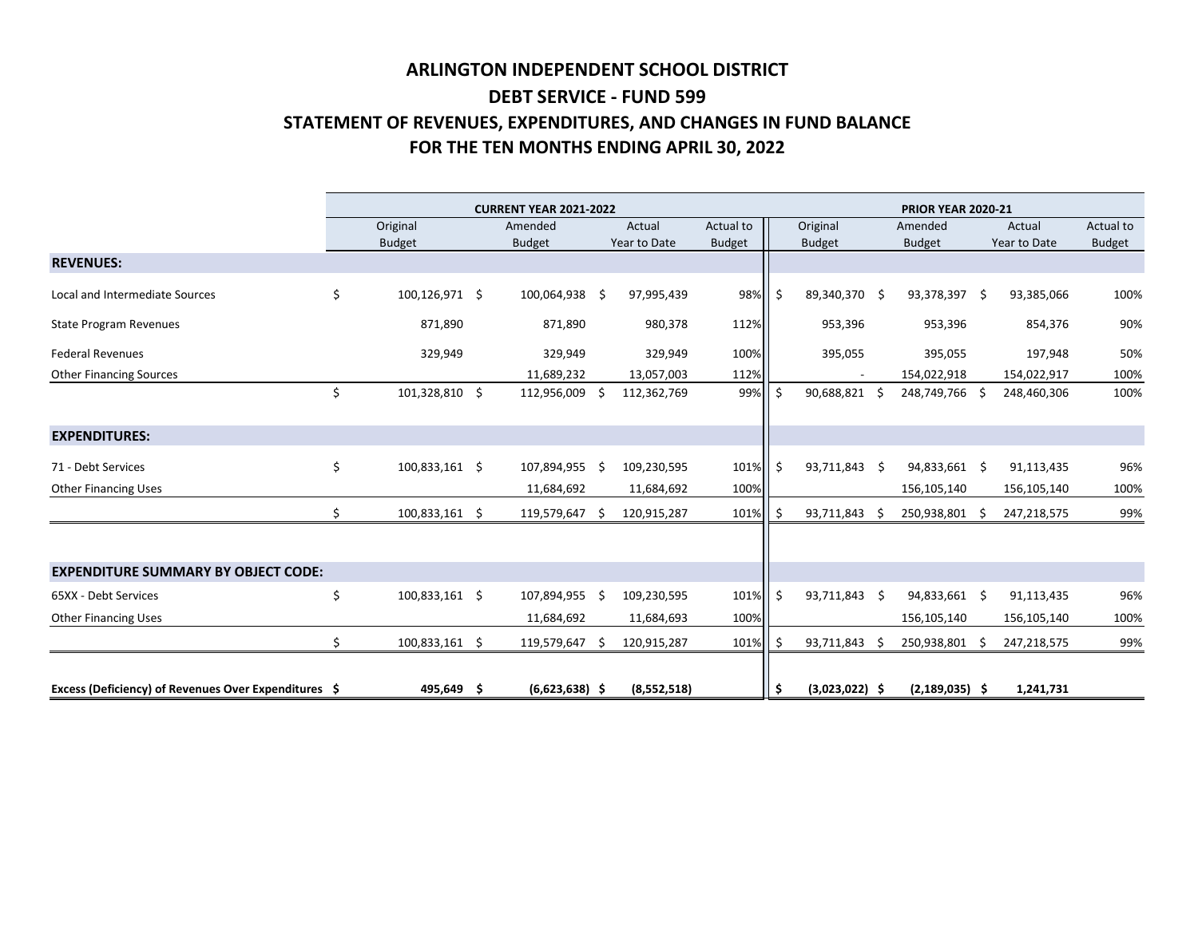# ARLINGTON INDEPENDENT SCHOOL DISTRICT

## DEBT SERVICE - FUND 599

## STATEMENT OF REVENUES, EXPENDITURES, AND CHANGES IN FUND BALANCE

## FOR THE TEN MONTHS ENDING APRIL 30, 2022

| | CURRENT YEAR 2021-2022 | | | | PRIOR YEAR 2020-21 | | | |
|---|---|---|---|---|---|---|---|---|
| | Original Budget | Amended Budget | Actual Year to Date | Actual to Budget | Original Budget | Amended Budget | Actual Year to Date | Actual to Budget |
| **REVENUES:** | | | | | | | | |
| Local and Intermediate Sources | $ 100,126,971 | $ 100,064,938 | $ 97,995,439 | 98% | $ 89,340,370 | $ 93,378,397 | $ 93,385,066 | 100% |
| State Program Revenues | 871,890 | 871,890 | 980,378 | 112% | 953,396 | 953,396 | 854,376 | 90% |
| Federal Revenues | 329,949 | 329,949 | 329,949 | 100% | 395,055 | 395,055 | 197,948 | 50% |
| Other Financing Sources | | 11,689,232 | 13,057,003 | 112% | - | 154,022,918 | 154,022,917 | 100% |
| | $ 101,328,810 | $ 112,956,009 | $ 112,362,769 | 99% | $ 90,688,821 | $ 248,749,766 | $ 248,460,306 | 100% |
| **EXPENDITURES:** | | | | | | | | |
| 71 - Debt Services | $ 100,833,161 | $ 107,894,955 | $ 109,230,595 | 101% | $ 93,711,843 | $ 94,833,661 | $ 91,113,435 | 96% |
| Other Financing Uses | | 11,684,692 | 11,684,692 | 100% | | 156,105,140 | 156,105,140 | 100% |
| | $ 100,833,161 | $ 119,579,647 | $ 120,915,287 | 101% | $ 93,711,843 | $ 250,938,801 | $ 247,218,575 | 99% |
| **EXPENDITURE SUMMARY BY OBJECT CODE:** | | | | | | | | |
| 65XX - Debt Services | $ 100,833,161 | $ 107,894,955 | $ 109,230,595 | 101% | $ 93,711,843 | $ 94,833,661 | $ 91,113,435 | 96% |
| Other Financing Uses | | 11,684,692 | 11,684,693 | 100% | | 156,105,140 | 156,105,140 | 100% |
| | $ 100,833,161 | $ 119,579,647 | $ 120,915,287 | 101% | $ 93,711,843 | $ 250,938,801 | $ 247,218,575 | 99% |
| **Excess (Deficiency) of Revenues Over Expenditures** | **$ 495,649** | **$ (6,623,638)** | **$ (8,552,518)** | | **$ (3,023,022)** | **$ (2,189,035)** | **$ 1,241,731** | |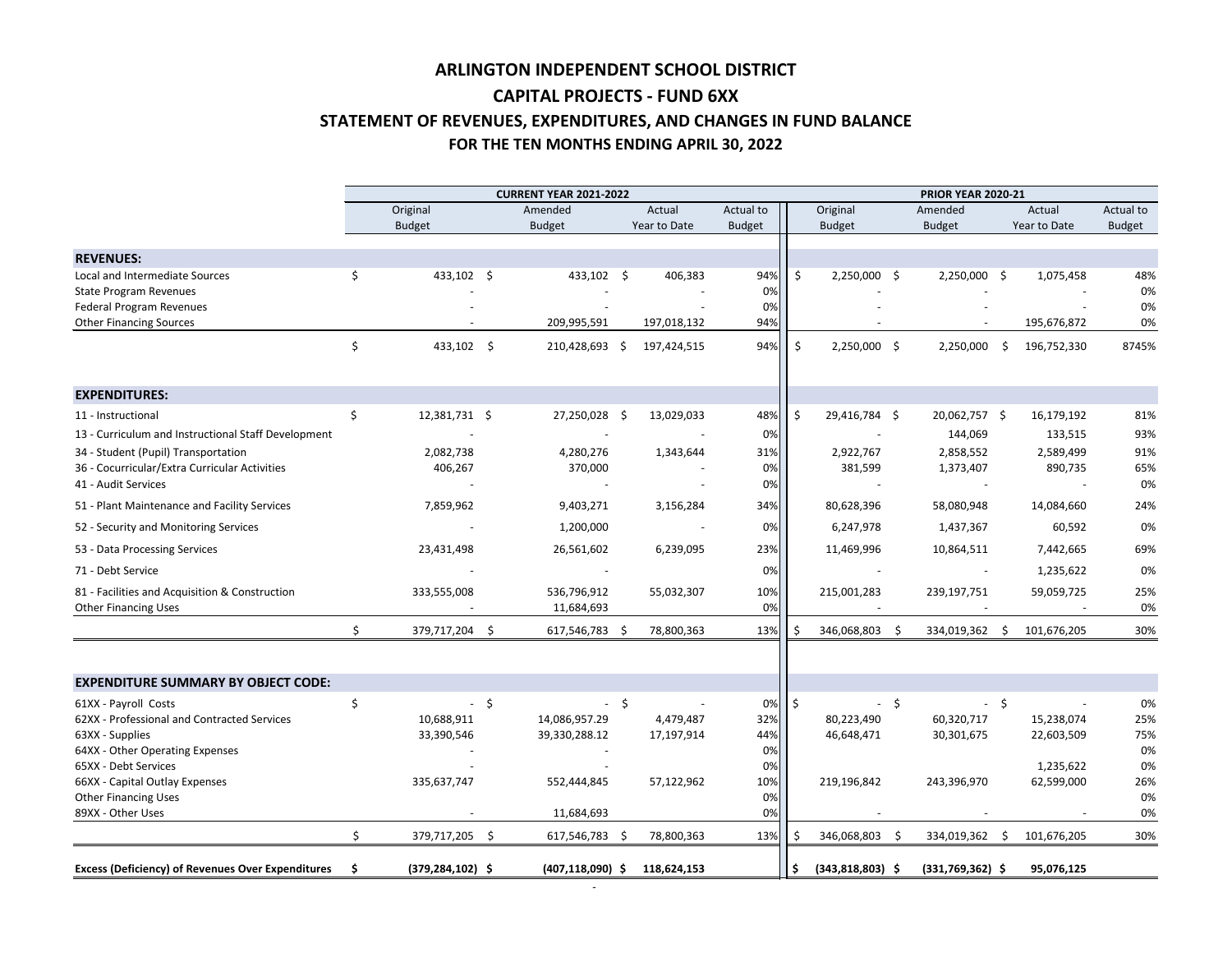# ARLINGTON INDEPENDENT SCHOOL DISTRICT
## CAPITAL PROJECTS - FUND 6XX
## STATEMENT OF REVENUES, EXPENDITURES, AND CHANGES IN FUND BALANCE
### FOR THE TEN MONTHS ENDING APRIL 30, 2022

| | CURRENT YEAR 2021-2022 | | | | PRIOR YEAR 2020-21 | | | |
|---|---|---|---|---|---|---|---|---|
| | Original Budget | Amended Budget | Actual Year to Date | Actual to Budget | Original Budget | Amended Budget | Actual Year to Date | Actual to Budget |
| **REVENUES:** | | | | | | | | |
| Local and Intermediate Sources | $ 433,102 | $ 433,102 | $ 406,383 | 94% | $ 2,250,000 | $ 2,250,000 | $ 1,075,458 | 48% |
| State Program Revenues | - | - | - | 0% | - | - | - | 0% |
| Federal Program Revenues | - | - | - | 0% | - | - | - | 0% |
| Other Financing Sources | - | 209,995,591 | 197,018,132 | 94% | - | - | 195,676,872 | 0% |
| | $ 433,102 | $ 210,428,693 | $ 197,424,515 | 94% | $ 2,250,000 | $ 2,250,000 | $ 196,752,330 | 8745% |
| **EXPENDITURES:** | | | | | | | | |
| 11 - Instructional | $ 12,381,731 | $ 27,250,028 | $ 13,029,033 | 48% | $ 29,416,784 | $ 20,062,757 | $ 16,179,192 | 81% |
| 13 - Curriculum and Instructional Staff Development | - | - | - | 0% | - | 144,069 | 133,515 | 93% |
| 34 - Student (Pupil) Transportation | 2,082,738 | 4,280,276 | 1,343,644 | 31% | 2,922,767 | 2,858,552 | 2,589,499 | 91% |
| 36 - Cocurricular/Extra Curricular Activities | 406,267 | 370,000 | - | 0% | 381,599 | 1,373,407 | 890,735 | 65% |
| 41 - Audit Services | - | - | - | 0% | - | - | - | 0% |
| 51 - Plant Maintenance and Facility Services | 7,859,962 | 9,403,271 | 3,156,284 | 34% | 80,628,396 | 58,080,948 | 14,084,660 | 24% |
| 52 - Security and Monitoring Services | - | 1,200,000 | - | 0% | 6,247,978 | 1,437,367 | 60,592 | 0% |
| 53 - Data Processing Services | 23,431,498 | 26,561,602 | 6,239,095 | 23% | 11,469,996 | 10,864,511 | 7,442,665 | 69% |
| 71 - Debt Service | - | - | | 0% | - | - | 1,235,622 | 0% |
| 81 - Facilities and Acquisition & Construction | 333,555,008 | 536,796,912 | 55,032,307 | 10% | 215,001,283 | 239,197,751 | 59,059,725 | 25% |
| Other Financing Uses | - | 11,684,693 | | 0% | - | - | - | 0% |
| | $ 379,717,204 | $ 617,546,783 | $ 78,800,363 | 13% | $ 346,068,803 | $ 334,019,362 | $ 101,676,205 | 30% |
| **EXPENDITURE SUMMARY BY OBJECT CODE:** | | | | | | | | |
| 61XX - Payroll Costs | $ - | $ - | $ - | 0% | $ - | $ - | $ - | 0% |
| 62XX - Professional and Contracted Services | 10,688,911 | 14,086,957.29 | 4,479,487 | 32% | 80,223,490 | 60,320,717 | 15,238,074 | 25% |
| 63XX - Supplies | 33,390,546 | 39,330,288.12 | 17,197,914 | 44% | 46,648,471 | 30,301,675 | 22,603,509 | 75% |
| 64XX - Other Operating Expenses | - | - | | 0% | | | | 0% |
| 65XX - Debt Services | - | - | | 0% | | | 1,235,622 | 0% |
| 66XX - Capital Outlay Expenses | 335,637,747 | 552,444,845 | 57,122,962 | 10% | 219,196,842 | 243,396,970 | 62,599,000 | 26% |
| Other Financing Uses | | | | 0% | | | | 0% |
| 89XX - Other Uses | - | 11,684,693 | | 0% | - | - | - | 0% |
| | $ 379,717,205 | $ 617,546,783 | $ 78,800,363 | 13% | $ 346,068,803 | $ 334,019,362 | $ 101,676,205 | 30% |
| **Excess (Deficiency) of Revenues Over Expenditures** | **$ (379,284,102)** | **$ (407,118,090)** | **$ 118,624,153** | | **$ (343,818,803)** | **$ (331,769,362)** | **$ 95,076,125** | |

-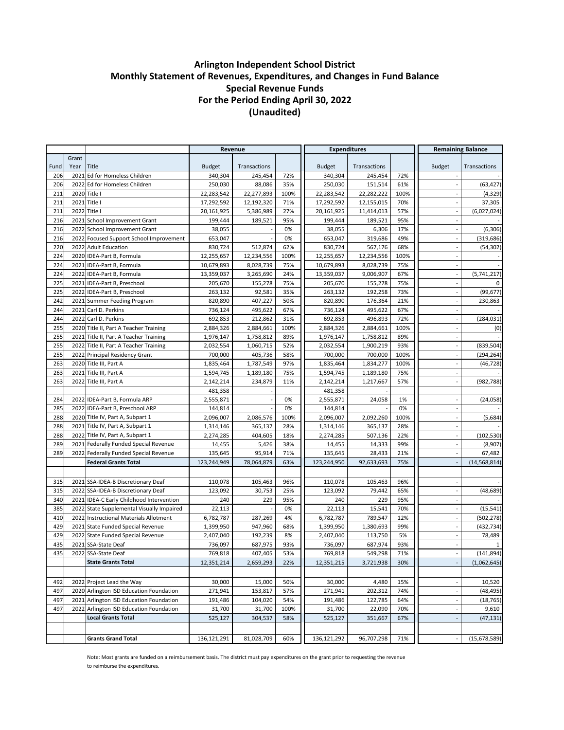# Arlington Independent School District
## Monthly Statement of Revenues, Expenditures, and Changes in Fund Balance
## Special Revenue Funds
## For the Period Ending April 30, 2022
## (Unaudited)

| | | | Revenue | | | Expenditures | | | Remaining Balance | |
|---|---|---|---|---|---|---|---|---|---|---|
| Fund | Grant Year | Title | Budget | Transactions | | Budget | Transactions | | Budget | Transactions |
| 206 | 2021 | Ed for Homeless Children | 340,304 | 245,454 | 72% | 340,304 | 245,454 | 72% | - | - |
| 206 | 2022 | Ed for Homeless Children | 250,030 | 88,086 | 35% | 250,030 | 151,514 | 61% | - | (63,427) |
| 211 | 2020 | Title I | 22,283,542 | 22,277,893 | 100% | 22,283,542 | 22,282,222 | 100% | - | (4,329) |
| 211 | 2021 | Title I | 17,292,592 | 12,192,320 | 71% | 17,292,592 | 12,155,015 | 70% | - | 37,305 |
| 211 | 2022 | Title I | 20,161,925 | 5,386,989 | 27% | 20,161,925 | 11,414,013 | 57% | - | (6,027,024) |
| 216 | 2021 | School Improvement Grant | 199,444 | 189,521 | 95% | 199,444 | 189,521 | 95% | - | - |
| 216 | 2022 | School Improvement Grant | 38,055 | - | 0% | 38,055 | 6,306 | 17% | - | (6,306) |
| 216 | 2022 | Focused Support School Improvement | 653,047 | - | 0% | 653,047 | 319,686 | 49% | - | (319,686) |
| 220 | 2022 | Adult Education | 830,724 | 512,874 | 62% | 830,724 | 567,176 | 68% | - | (54,302) |
| 224 | 2020 | IDEA-Part B, Formula | 12,255,657 | 12,234,556 | 100% | 12,255,657 | 12,234,556 | 100% | - | - |
| 224 | 2021 | IDEA-Part B, Formula | 10,679,893 | 8,028,739 | 75% | 10,679,893 | 8,028,739 | 75% | - | - |
| 224 | 2022 | IDEA-Part B, Formula | 13,359,037 | 3,265,690 | 24% | 13,359,037 | 9,006,907 | 67% | - | (5,741,217) |
| 225 | 2021 | IDEA-Part B, Preschool | 205,670 | 155,278 | 75% | 205,670 | 155,278 | 75% | - | 0 |
| 225 | 2022 | IDEA-Part B, Preschool | 263,132 | 92,581 | 35% | 263,132 | 192,258 | 73% | - | (99,677) |
| 242 | 2021 | Summer Feeding Program | 820,890 | 407,227 | 50% | 820,890 | 176,364 | 21% | - | 230,863 |
| 244 | 2021 | Carl D. Perkins | 736,124 | 495,622 | 67% | 736,124 | 495,622 | 67% | - | - |
| 244 | 2022 | Carl D. Perkins | 692,853 | 212,862 | 31% | 692,853 | 496,893 | 72% | - | (284,031) |
| 255 | 2020 | Title II, Part A Teacher Training | 2,884,326 | 2,884,661 | 100% | 2,884,326 | 2,884,661 | 100% | - | (0) |
| 255 | 2021 | Title II, Part A Teacher Training | 1,976,147 | 1,758,812 | 89% | 1,976,147 | 1,758,812 | 89% | - | - |
| 255 | 2022 | Title II, Part A Teacher Training | 2,032,554 | 1,060,715 | 52% | 2,032,554 | 1,900,219 | 93% | - | (839,504) |
| 255 | 2022 | Principal Residency Grant | 700,000 | 405,736 | 58% | 700,000 | 700,000 | 100% | - | (294,264) |
| 263 | 2020 | Title III, Part A | 1,835,464 | 1,787,549 | 97% | 1,835,464 | 1,834,277 | 100% | - | (46,728) |
| 263 | 2021 | Title III, Part A | 1,594,745 | 1,189,180 | 75% | 1,594,745 | 1,189,180 | 75% | - | - |
| 263 | 2022 | Title III, Part A | 2,142,214 | 234,879 | 11% | 2,142,214 | 1,217,667 | 57% | - | (982,788) |
| | | | 481,358 | - | | 481,358 | - | | | |
| 284 | 2022 | IDEA-Part B, Formula ARP | 2,555,871 | - | 0% | 2,555,871 | 24,058 | 1% | - | (24,058) |
| 285 | 2022 | IDEA-Part B, Preschool ARP | 144,814 | - | 0% | 144,814 | - | 0% | - | - |
| 288 | 2020 | Title IV, Part A, Subpart 1 | 2,096,007 | 2,086,576 | 100% | 2,096,007 | 2,092,260 | 100% | - | (5,684) |
| 288 | 2021 | Title IV, Part A, Subpart 1 | 1,314,146 | 365,137 | 28% | 1,314,146 | 365,137 | 28% | - | - |
| 288 | 2022 | Title IV, Part A, Subpart 1 | 2,274,285 | 404,605 | 18% | 2,274,285 | 507,136 | 22% | - | (102,530) |
| 289 | 2021 | Federally Funded Special Revenue | 14,455 | 5,426 | 38% | 14,455 | 14,333 | 99% | - | (8,907) |
| 289 | 2022 | Federally Funded Special Revenue | 135,645 | 95,914 | 71% | 135,645 | 28,433 | 21% | - | 67,482 |
| | | **Federal Grants Total** | 123,244,949 | 78,064,879 | 63% | 123,244,950 | 92,633,693 | 75% | - | (14,568,814) |
| | | | | | | | | | | |
| 315 | 2021 | SSA-IDEA-B Discretionary Deaf | 110,078 | 105,463 | 96% | 110,078 | 105,463 | 96% | - | - |
| 315 | 2022 | SSA-IDEA-B Discretionary Deaf | 123,092 | 30,753 | 25% | 123,092 | 79,442 | 65% | - | (48,689) |
| 340 | 2021 | IDEA-C Early Childhood Intervention | 240 | 229 | 95% | 240 | 229 | 95% | - | - |
| 385 | 2022 | State Supplemental Visually Impaired | 22,113 | - | 0% | 22,113 | 15,541 | 70% | - | (15,541) |
| 410 | 2022 | Instructional Materials Allotment | 6,782,787 | 287,269 | 4% | 6,782,787 | 789,547 | 12% | - | (502,278) |
| 429 | 2021 | State Funded Special Revenue | 1,399,950 | 947,960 | 68% | 1,399,950 | 1,380,693 | 99% | - | (432,734) |
| 429 | 2022 | State Funded Special Revenue | 2,407,040 | 192,239 | 8% | 2,407,040 | 113,750 | 5% | - | 78,489 |
| 435 | 2021 | SSA-State Deaf | 736,097 | 687,975 | 93% | 736,097 | 687,974 | 93% | - | 1 |
| 435 | 2022 | SSA-State Deaf | 769,818 | 407,405 | 53% | 769,818 | 549,298 | 71% | - | (141,894) |
| | | **State Grants Total** | 12,351,214 | 2,659,293 | 22% | 12,351,215 | 3,721,938 | 30% | - | (1,062,645) |
| | | | | | | | | | | |
| 492 | 2022 | Project Lead the Way | 30,000 | 15,000 | 50% | 30,000 | 4,480 | 15% | - | 10,520 |
| 497 | 2020 | Arlington ISD Education Foundation | 271,941 | 153,817 | 57% | 271,941 | 202,312 | 74% | - | (48,495) |
| 497 | 2021 | Arlington ISD Education Foundation | 191,486 | 104,020 | 54% | 191,486 | 122,785 | 64% | - | (18,765) |
| 497 | 2022 | Arlington ISD Education Foundation | 31,700 | 31,700 | 100% | 31,700 | 22,090 | 70% | - | 9,610 |
| | | **Local Grants Total** | 525,127 | 304,537 | 58% | 525,127 | 351,667 | 67% | - | (47,131) |
| | | | | | | | | | | |
| | | **Grants Grand Total** | 136,121,291 | 81,028,709 | 60% | 136,121,292 | 96,707,298 | 71% | - | (15,678,589) |

Note: Most grants are funded on a reimbursement basis. The district must pay expenditures on the grant prior to requesting the revenue to reimburse the expenditures.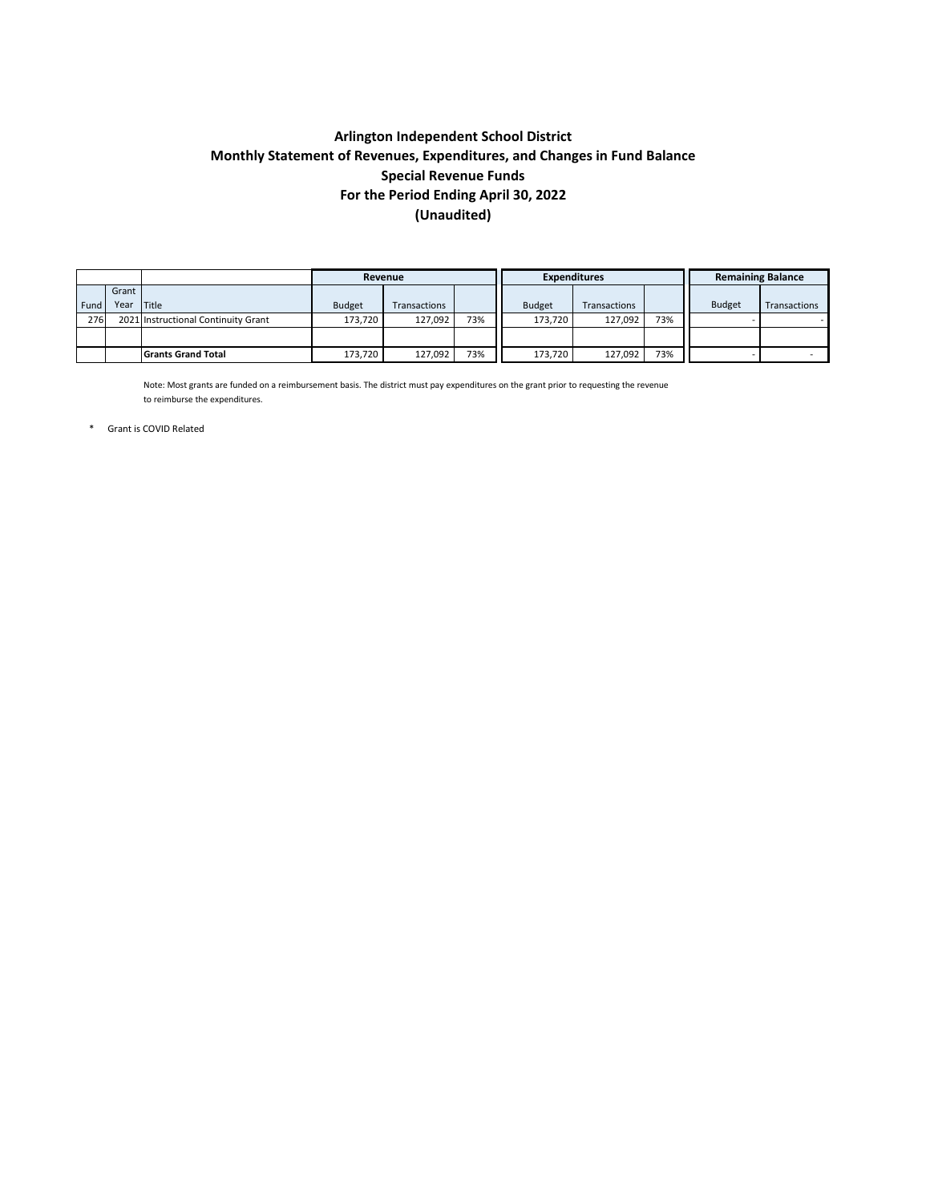**Arlington Independent School District**
**Monthly Statement of Revenues, Expenditures, and Changes in Fund Balance**
**Special Revenue Funds**
**For the Period Ending April 30, 2022**
**(Unaudited)**

| | | | Revenue | | | Expenditures | | | Remaining Balance | |
|---|---|---|---|---|---|---|---|---|---|---|
| Fund | Grant Year | Title | Budget | Transactions | | Budget | Transactions | | Budget | Transactions |
| 276 | 2021 | Instructional Continuity Grant | 173,720 | 127,092 | 73% | 173,720 | 127,092 | 73% | - | - |
| | | | | | | | | | | |
| | | **Grants Grand Total** | 173,720 | 127,092 | 73% | 173,720 | 127,092 | 73% | - | - |

Note: Most grants are funded on a reimbursement basis. The district must pay expenditures on the grant prior to requesting the revenue to reimburse the expenditures.

\* Grant is COVID Related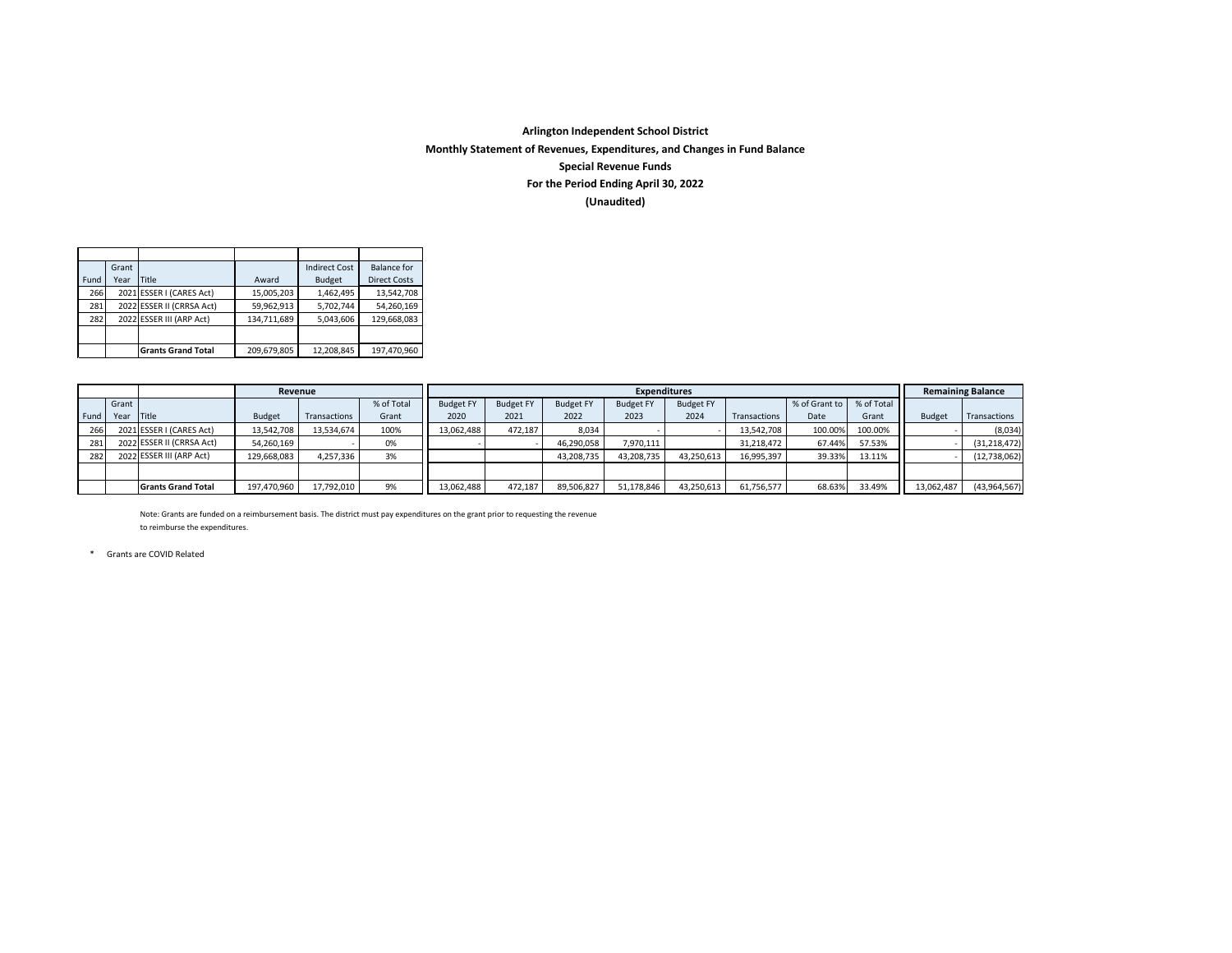**Arlington Independent School District**

**Monthly Statement of Revenues, Expenditures, and Changes in Fund Balance**

**Special Revenue Funds**

**For the Period Ending April 30, 2022**

**(Unaudited)**

| Fund | Grant Year | Title | Award | Indirect Cost Budget | Balance for Direct Costs |
|---|---|---|---|---|---|
| 266 | 2021 | ESSER I (CARES Act) | 15,005,203 | 1,462,495 | 13,542,708 |
| 281 | 2022 | ESSER II (CRRSA Act) | 59,962,913 | 5,702,744 | 54,260,169 |
| 282 | 2022 | ESSER III (ARP Act) | 134,711,689 | 5,043,606 | 129,668,083 |
| | | | | | |
| | | **Grants Grand Total** | 209,679,805 | 12,208,845 | 197,470,960 |

| | | | **Revenue** | | | **Expenditures** | | | | | | | | **Remaining Balance** | |
|---|---|---|---|---|---|---|---|---|---|---|---|---|---|---|---|
| Fund | Grant Year | Title | Budget | Transactions | % of Total Grant | Budget FY 2020 | Budget FY 2021 | Budget FY 2022 | Budget FY 2023 | Budget FY 2024 | Transactions | % of Grant to Date | % of Total Grant | Budget | Transactions |
| 266 | 2021 | ESSER I (CARES Act) | 13,542,708 | 13,534,674 | 100% | 13,062,488 | 472,187 | 8,034 | - | - | 13,542,708 | 100.00% | 100.00% | - | (8,034) |
| 281 | 2022 | ESSER II (CRRSA Act) | 54,260,169 | - | 0% | - | - | 46,290,058 | 7,970,111 | | 31,218,472 | 67.44% | 57.53% | - | (31,218,472) |
| 282 | 2022 | ESSER III (ARP Act) | 129,668,083 | 4,257,336 | 3% | | | 43,208,735 | 43,208,735 | 43,250,613 | 16,995,397 | 39.33% | 13.11% | - | (12,738,062) |
| | | | | | | | | | | | | | | | |
| | | **Grants Grand Total** | 197,470,960 | 17,792,010 | 9% | 13,062,488 | 472,187 | 89,506,827 | 51,178,846 | 43,250,613 | 61,756,577 | 68.63% | 33.49% | 13,062,487 | (43,964,567) |

Note: Grants are funded on a reimbursement basis. The district must pay expenditures on the grant prior to requesting the revenue to reimburse the expenditures.

\* Grants are COVID Related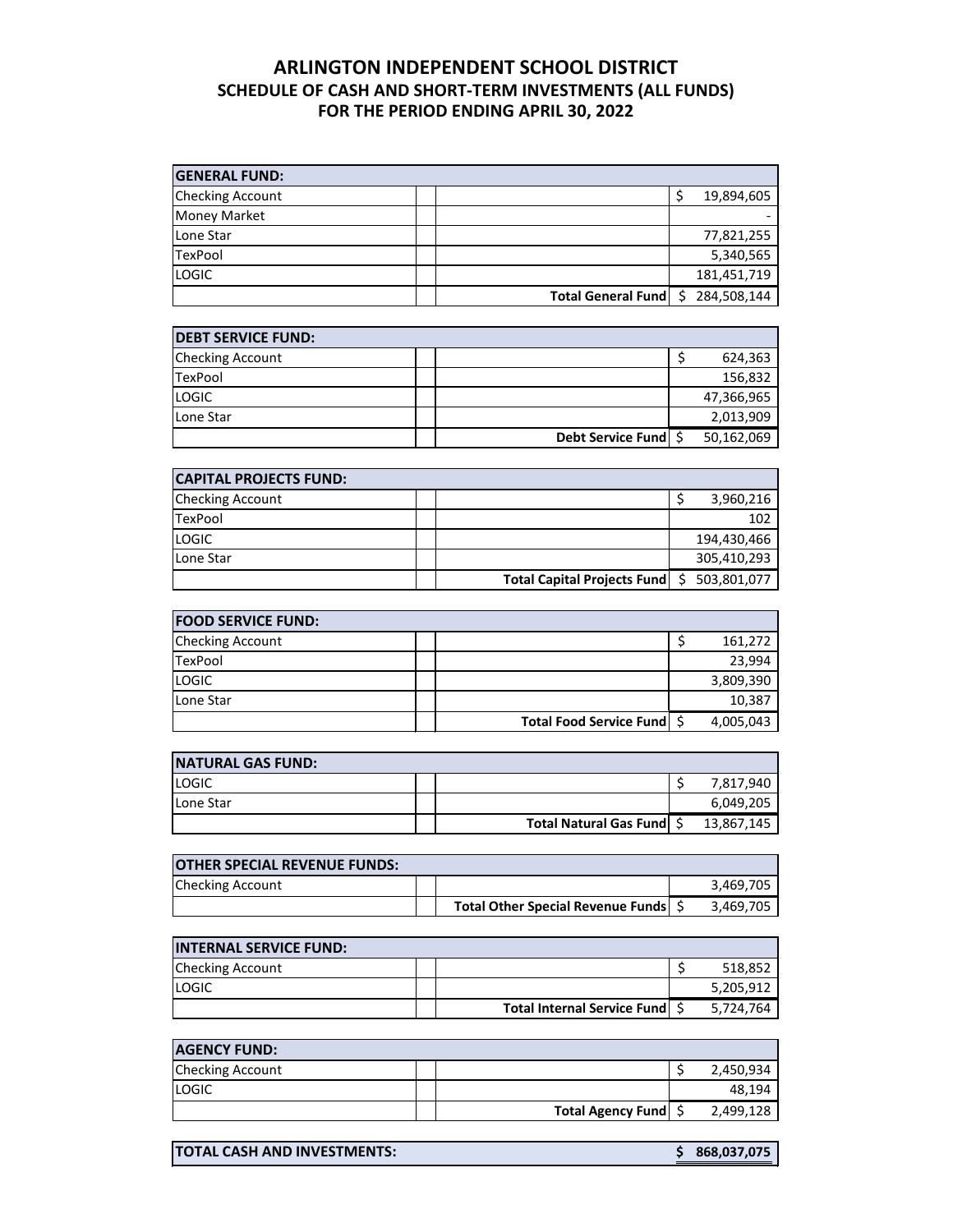# ARLINGTON INDEPENDENT SCHOOL DISTRICT
## SCHEDULE OF CASH AND SHORT-TERM INVESTMENTS (ALL FUNDS)
## FOR THE PERIOD ENDING APRIL 30, 2022

| **GENERAL FUND:** | | | |
|---|---|---|---|
| Checking Account | | | $ 19,894,605 |
| Money Market | | | - |
| Lone Star | | | 77,821,255 |
| TexPool | | | 5,340,565 |
| LOGIC | | | 181,451,719 |
| | | **Total General Fund** | $ 284,508,144 |

| **DEBT SERVICE FUND:** | | | |
|---|---|---|---|
| Checking Account | | | $ 624,363 |
| TexPool | | | 156,832 |
| LOGIC | | | 47,366,965 |
| Lone Star | | | 2,013,909 |
| | | **Debt Service Fund** | $ 50,162,069 |

| **CAPITAL PROJECTS FUND:** | | | |
|---|---|---|---|
| Checking Account | | | $ 3,960,216 |
| TexPool | | | 102 |
| LOGIC | | | 194,430,466 |
| Lone Star | | | 305,410,293 |
| | | **Total Capital Projects Fund** | $ 503,801,077 |

| **FOOD SERVICE FUND:** | | | |
|---|---|---|---|
| Checking Account | | | $ 161,272 |
| TexPool | | | 23,994 |
| LOGIC | | | 3,809,390 |
| Lone Star | | | 10,387 |
| | | **Total Food Service Fund** | $ 4,005,043 |

| **NATURAL GAS FUND:** | | | |
|---|---|---|---|
| LOGIC | | | $ 7,817,940 |
| Lone Star | | | 6,049,205 |
| | | **Total Natural Gas Fund** | $ 13,867,145 |

| **OTHER SPECIAL REVENUE FUNDS:** | | | |
|---|---|---|---|
| Checking Account | | | 3,469,705 |
| | | **Total Other Special Revenue Funds** | $ 3,469,705 |

| **INTERNAL SERVICE FUND:** | | | |
|---|---|---|---|
| Checking Account | | | $ 518,852 |
| LOGIC | | | 5,205,912 |
| | | **Total Internal Service Fund** | $ 5,724,764 |

| **AGENCY FUND:** | | | |
|---|---|---|---|
| Checking Account | | | $ 2,450,934 |
| LOGIC | | | 48,194 |
| | | **Total Agency Fund** | $ 2,499,128 |

| **TOTAL CASH AND INVESTMENTS:** | **$ 868,037,075** |
|---|---|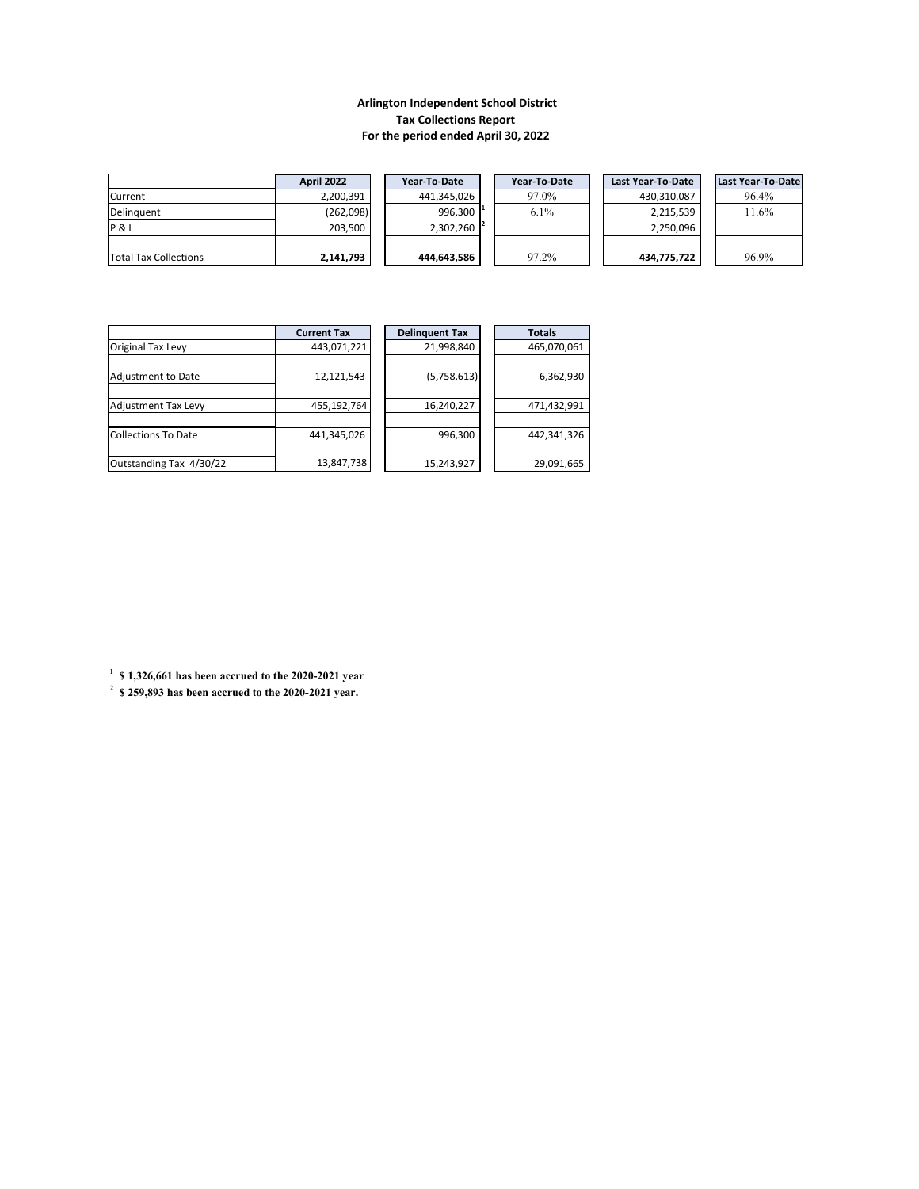**Arlington Independent School District**
**Tax Collections Report**
**For the period ended April 30, 2022**

| | April 2022 | Year-To-Date | Year-To-Date | Last Year-To-Date | Last Year-To-Date |
|---|---|---|---|---|---|
| Current | 2,200,391 | 441,345,026 | 97.0% | 430,310,087 | 96.4% |
| Delinquent | (262,098) | 996,300 [1] | 6.1% | 2,215,539 | 11.6% |
| P & I | 203,500 | 2,302,260 [2] | | 2,250,096 | |
| | | | | | |
| Total Tax Collections | **2,141,793** | **444,643,586** | 97.2% | **434,775,722** | 96.9% |

| | Current Tax | Delinquent Tax | Totals |
|---|---|---|---|
| Original Tax Levy | 443,071,221 | 21,998,840 | 465,070,061 |
| | | | |
| Adjustment to Date | 12,121,543 | (5,758,613) | 6,362,930 |
| | | | |
| Adjustment Tax Levy | 455,192,764 | 16,240,227 | 471,432,991 |
| | | | |
| Collections To Date | 441,345,026 | 996,300 | 442,341,326 |
| | | | |
| Outstanding Tax 4/30/22 | 13,847,738 | 15,243,927 | 29,091,665 |

[1] **$ 1,326,661 has been accrued to the 2020-2021 year**

[2] **$ 259,893 has been accrued to the 2020-2021 year.**